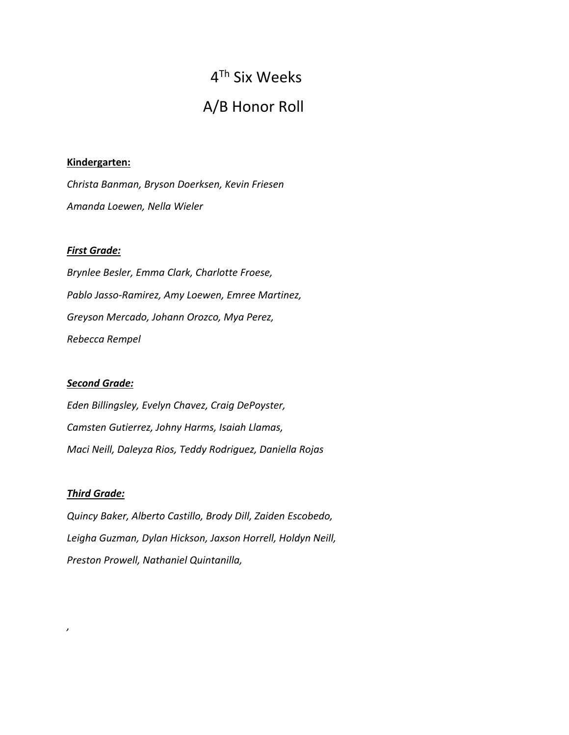# 4[Th] Six Weeks

# A/B Honor Roll

**Kindergarten:**

*Christa Banman, Bryson Doerksen, Kevin Friesen*

*Amanda Loewen, Nella Wieler*

***First Grade:***

*Brynlee Besler, Emma Clark, Charlotte Froese,*

*Pablo Jasso-Ramirez, Amy Loewen, Emree Martinez,*

*Greyson Mercado, Johann Orozco, Mya Perez,*

*Rebecca Rempel*

***Second Grade:***

*Eden Billingsley, Evelyn Chavez, Craig DePoyster,*

*Camsten Gutierrez, Johny Harms, Isaiah Llamas,*

*Maci Neill, Daleyza Rios, Teddy Rodriguez, Daniella Rojas*

***Third Grade:***

*Quincy Baker, Alberto Castillo, Brody Dill, Zaiden Escobedo,*

*Leigha Guzman, Dylan Hickson, Jaxson Horrell, Holdyn Neill,*

*Preston Prowell, Nathaniel Quintanilla,*

*,*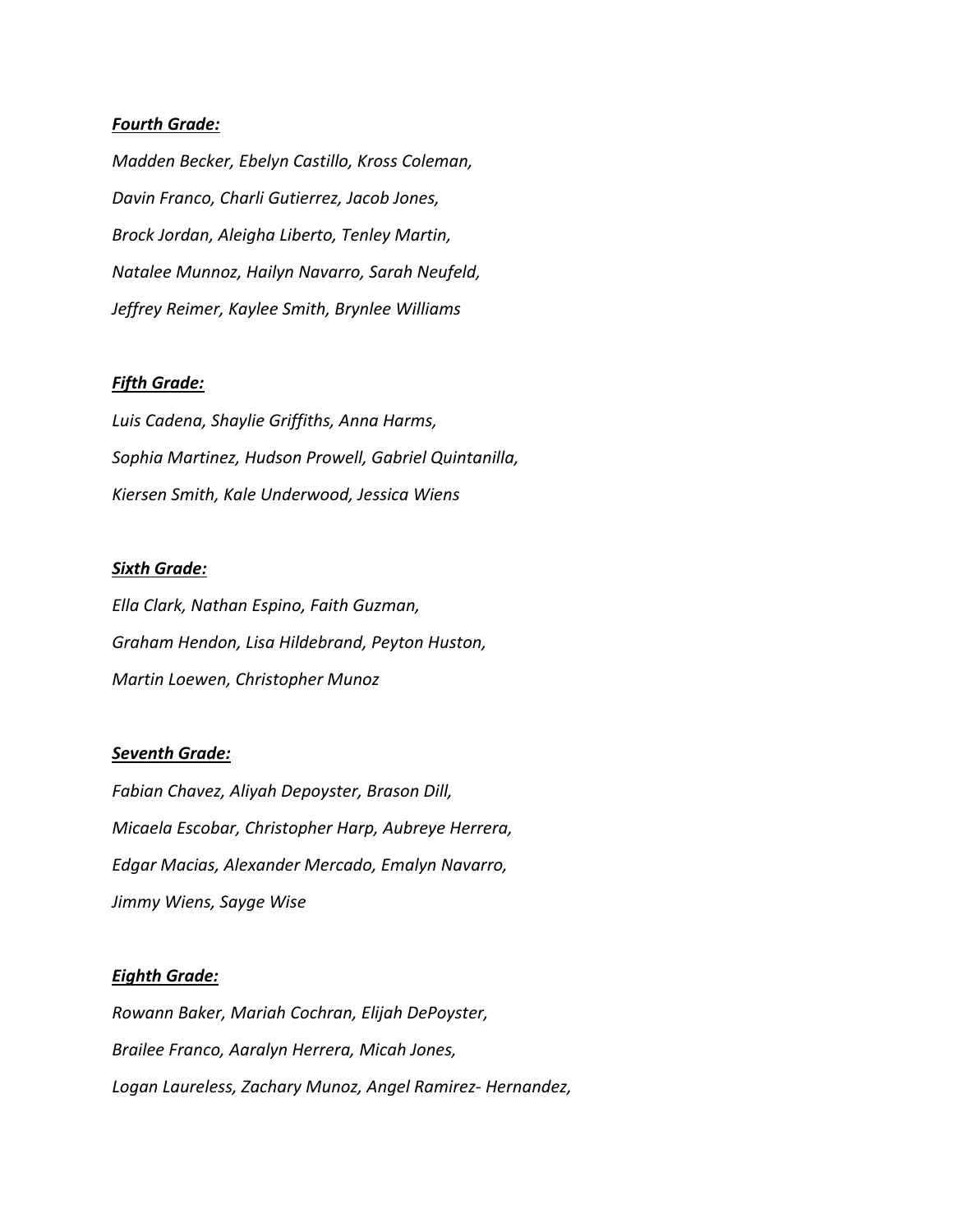***Fourth Grade:***

*Madden Becker, Ebelyn Castillo, Kross Coleman,*

*Davin Franco, Charli Gutierrez, Jacob Jones,*

*Brock Jordan, Aleigha Liberto, Tenley Martin,*

*Natalee Munnoz, Hailyn Navarro, Sarah Neufeld,*

*Jeffrey Reimer, Kaylee Smith, Brynlee Williams*

***Fifth Grade:***

*Luis Cadena, Shaylie Griffiths, Anna Harms,*

*Sophia Martinez, Hudson Prowell, Gabriel Quintanilla,*

*Kiersen Smith, Kale Underwood, Jessica Wiens*

***Sixth Grade:***

*Ella Clark, Nathan Espino, Faith Guzman,*

*Graham Hendon, Lisa Hildebrand, Peyton Huston,*

*Martin Loewen, Christopher Munoz*

***Seventh Grade:***

*Fabian Chavez, Aliyah Depoyster, Brason Dill,*

*Micaela Escobar, Christopher Harp, Aubreye Herrera,*

*Edgar Macias, Alexander Mercado, Emalyn Navarro,*

*Jimmy Wiens, Sayge Wise*

***Eighth Grade:***

*Rowann Baker, Mariah Cochran, Elijah DePoyster,*

*Brailee Franco, Aaralyn Herrera, Micah Jones,*

*Logan Laureless, Zachary Munoz, Angel Ramirez- Hernandez,*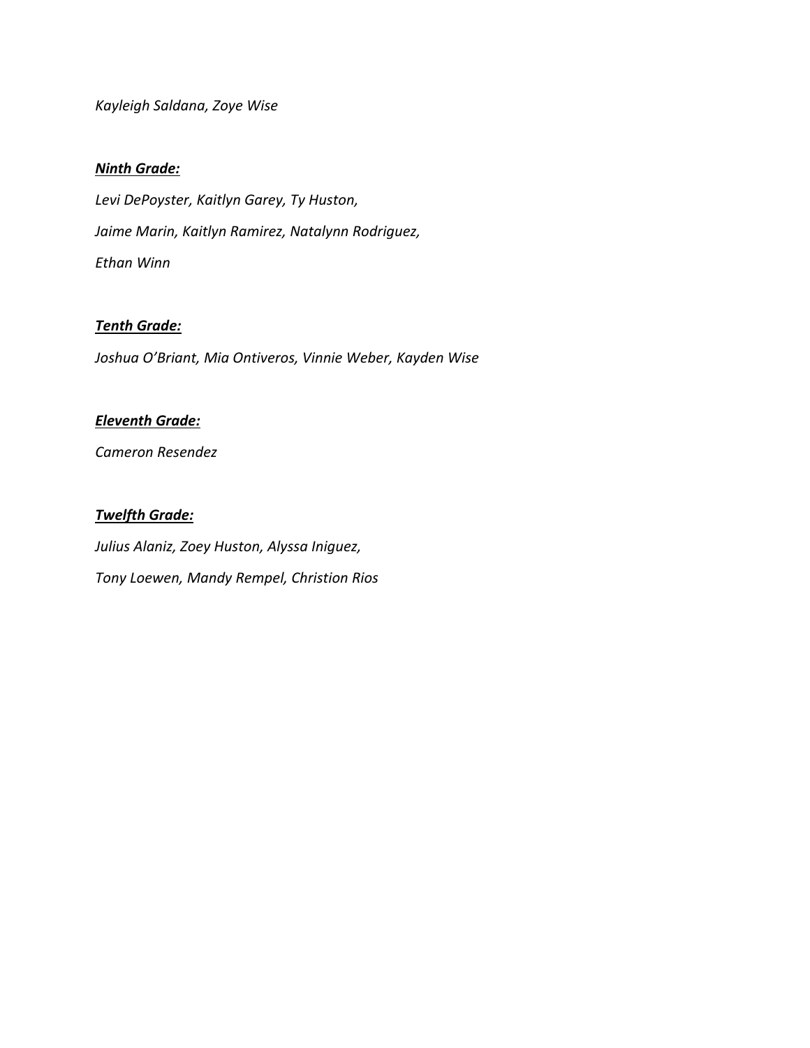*Kayleigh Saldana, Zoye Wise*

***Ninth Grade:***

*Levi DePoyster, Kaitlyn Garey, Ty Huston,*
*Jaime Marin, Kaitlyn Ramirez, Natalynn Rodriguez,*
*Ethan Winn*

***Tenth Grade:***

*Joshua O'Briant, Mia Ontiveros, Vinnie Weber, Kayden Wise*

***Eleventh Grade:***

*Cameron Resendez*

***Twelfth Grade:***

*Julius Alaniz, Zoey Huston, Alyssa Iniguez,*
*Tony Loewen, Mandy Rempel, Christion Rios*